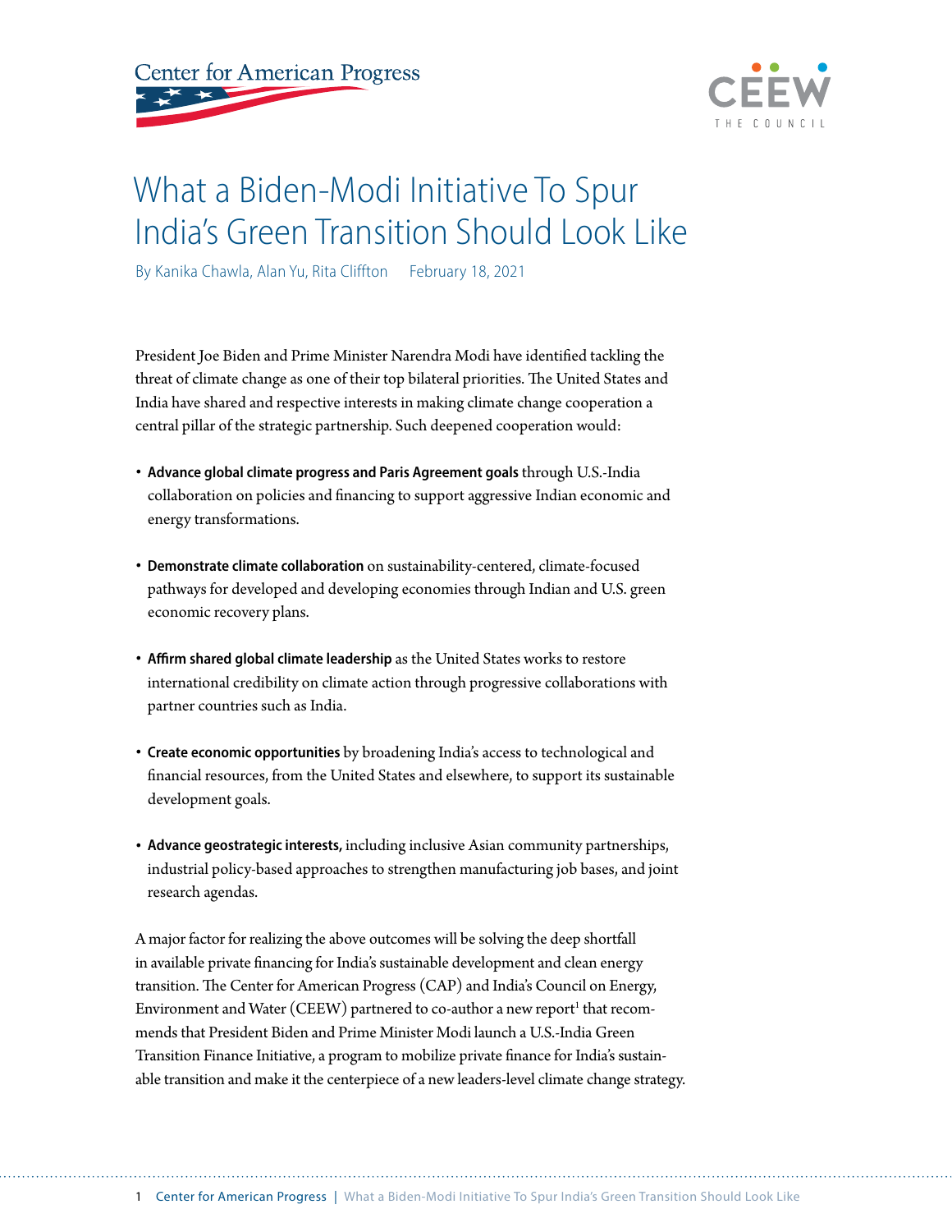# What a Biden-Modi Initiative To Spur India's Green Transition Should Look Like

By Kanika Chawla, Alan Yu, Rita Cliffton    February 18, 2021

President Joe Biden and Prime Minister Narendra Modi have identified tackling the threat of climate change as one of their top bilateral priorities. The United States and India have shared and respective interests in making climate change cooperation a central pillar of the strategic partnership. Such deepened cooperation would:

- **Advance global climate progress and Paris Agreement goals** through U.S.-India collaboration on policies and financing to support aggressive Indian economic and energy transformations.
- **Demonstrate climate collaboration** on sustainability-centered, climate-focused pathways for developed and developing economies through Indian and U.S. green economic recovery plans.
- **Affirm shared global climate leadership** as the United States works to restore international credibility on climate action through progressive collaborations with partner countries such as India.
- **Create economic opportunities** by broadening India's access to technological and financial resources, from the United States and elsewhere, to support its sustainable development goals.
- **Advance geostrategic interests,** including inclusive Asian community partnerships, industrial policy-based approaches to strengthen manufacturing job bases, and joint research agendas.

A major factor for realizing the above outcomes will be solving the deep shortfall in available private financing for India's sustainable development and clean energy transition. The Center for American Progress (CAP) and India's Council on Energy, Environment and Water (CEEW) partnered to co-author a new report[1] that recommends that President Biden and Prime Minister Modi launch a U.S.-India Green Transition Finance Initiative, a program to mobilize private finance for India's sustainable transition and make it the centerpiece of a new leaders-level climate change strategy.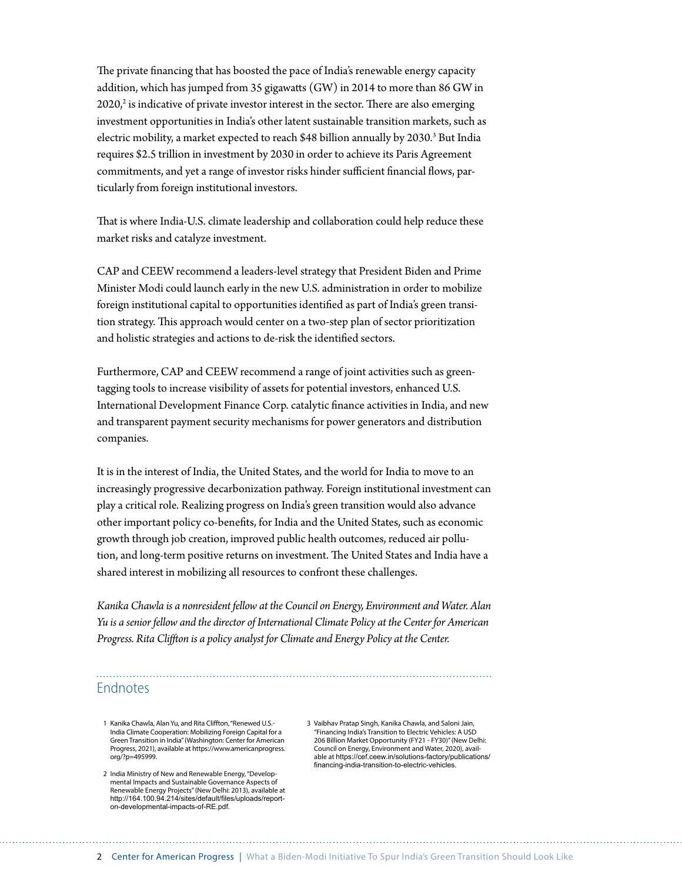The private financing that has boosted the pace of India's renewable energy capacity addition, which has jumped from 35 gigawatts (GW) in 2014 to more than 86 GW in 2020,[2] is indicative of private investor interest in the sector. There are also emerging investment opportunities in India's other latent sustainable transition markets, such as electric mobility, a market expected to reach $48 billion annually by 2030.[3] But India requires $2.5 trillion in investment by 2030 in order to achieve its Paris Agreement commitments, and yet a range of investor risks hinder sufficient financial flows, particularly from foreign institutional investors.

That is where India-U.S. climate leadership and collaboration could help reduce these market risks and catalyze investment.

CAP and CEEW recommend a leaders-level strategy that President Biden and Prime Minister Modi could launch early in the new U.S. administration in order to mobilize foreign institutional capital to opportunities identified as part of India's green transition strategy. This approach would center on a two-step plan of sector prioritization and holistic strategies and actions to de-risk the identified sectors.

Furthermore, CAP and CEEW recommend a range of joint activities such as green-tagging tools to increase visibility of assets for potential investors, enhanced U.S. International Development Finance Corp. catalytic finance activities in India, and new and transparent payment security mechanisms for power generators and distribution companies.

It is in the interest of India, the United States, and the world for India to move to an increasingly progressive decarbonization pathway. Foreign institutional investment can play a critical role. Realizing progress on India's green transition would also advance other important policy co-benefits, for India and the United States, such as economic growth through job creation, improved public health outcomes, reduced air pollution, and long-term positive returns on investment. The United States and India have a shared interest in mobilizing all resources to confront these challenges.

*Kanika Chawla is a nonresident fellow at the Council on Energy, Environment and Water. Alan Yu is a senior fellow and the director of International Climate Policy at the Center for American Progress. Rita Cliffton is a policy analyst for Climate and Energy Policy at the Center.*

## Endnotes

1. Kanika Chawla, Alan Yu, and Rita Cliffton, "Renewed U.S.-India Climate Cooperation: Mobilizing Foreign Capital for a Green Transition in India" (Washington: Center for American Progress, 2021), available at https://www.americanprogress.org/?p=495999.
2. India Ministry of New and Renewable Energy, "Developmental Impacts and Sustainable Governance Aspects of Renewable Energy Projects" (New Delhi: 2013), available at http://164.100.94.214/sites/default/files/uploads/report-on-developmental-impacts-of-RE.pdf.
3. Vaibhav Pratap Singh, Kanika Chawla, and Saloni Jain, "Financing India's Transition to Electric Vehicles: A USD 206 Billion Market Opportunity (FY21 - FY30)" (New Delhi: Council on Energy, Environment and Water, 2020), available at https://cef.ceew.in/solutions-factory/publications/financing-india-transition-to-electric-vehicles.